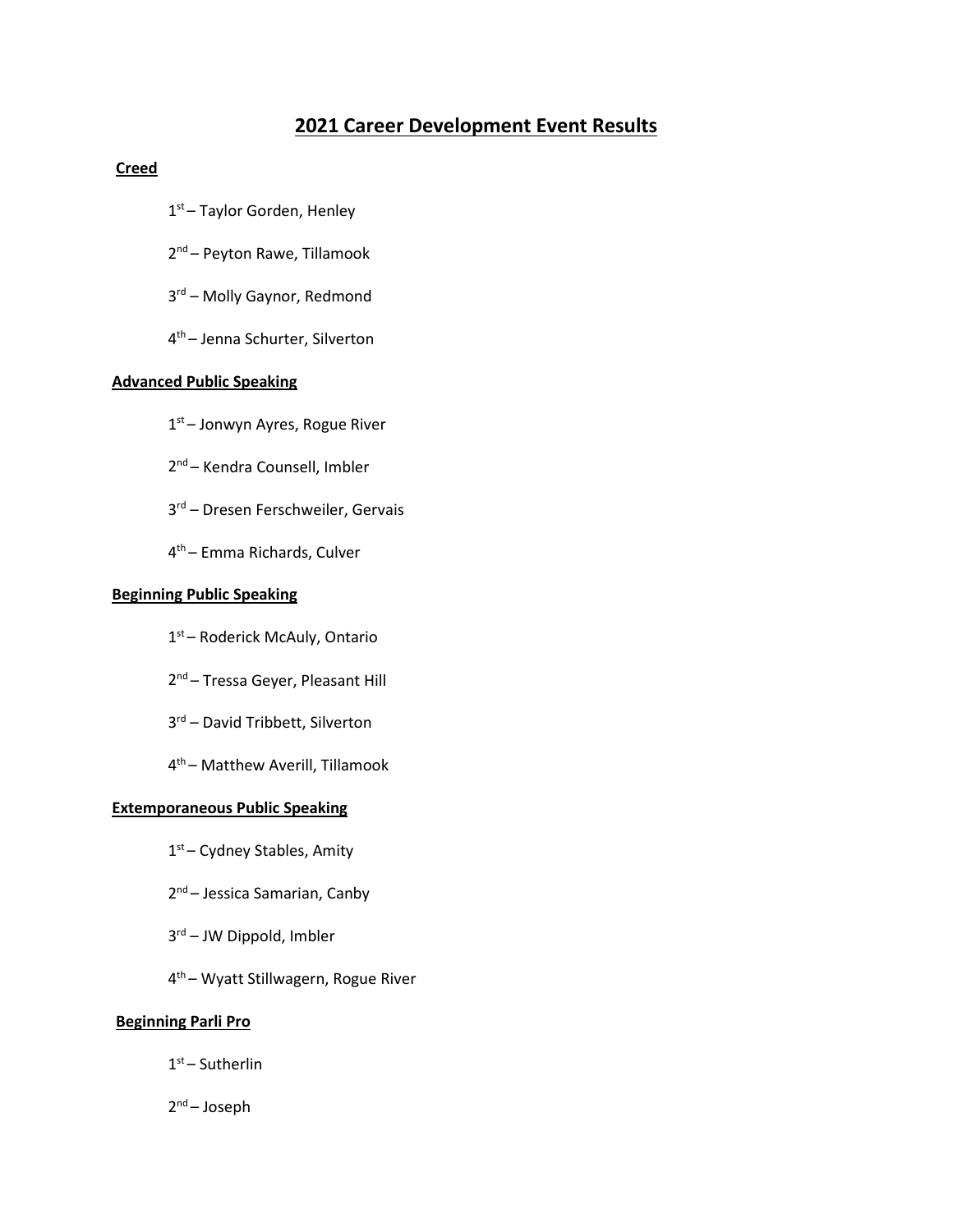# 2021 Career Development Event Results

## Creed

1st – Taylor Gorden, Henley

2nd – Peyton Rawe, Tillamook

3rd – Molly Gaynor, Redmond

4th – Jenna Schurter, Silverton

## Advanced Public Speaking

1st – Jonwyn Ayres, Rogue River

2nd – Kendra Counsell, Imbler

3rd – Dresen Ferschweiler, Gervais

4th – Emma Richards, Culver

## Beginning Public Speaking

1st – Roderick McAuly, Ontario

2nd – Tressa Geyer, Pleasant Hill

3rd – David Tribbett, Silverton

4th – Matthew Averill, Tillamook

## Extemporaneous Public Speaking

1st – Cydney Stables, Amity

2nd – Jessica Samarian, Canby

3rd – JW Dippold, Imbler

4th – Wyatt Stillwagern, Rogue River

## Beginning Parli Pro

1st – Sutherlin

2nd – Joseph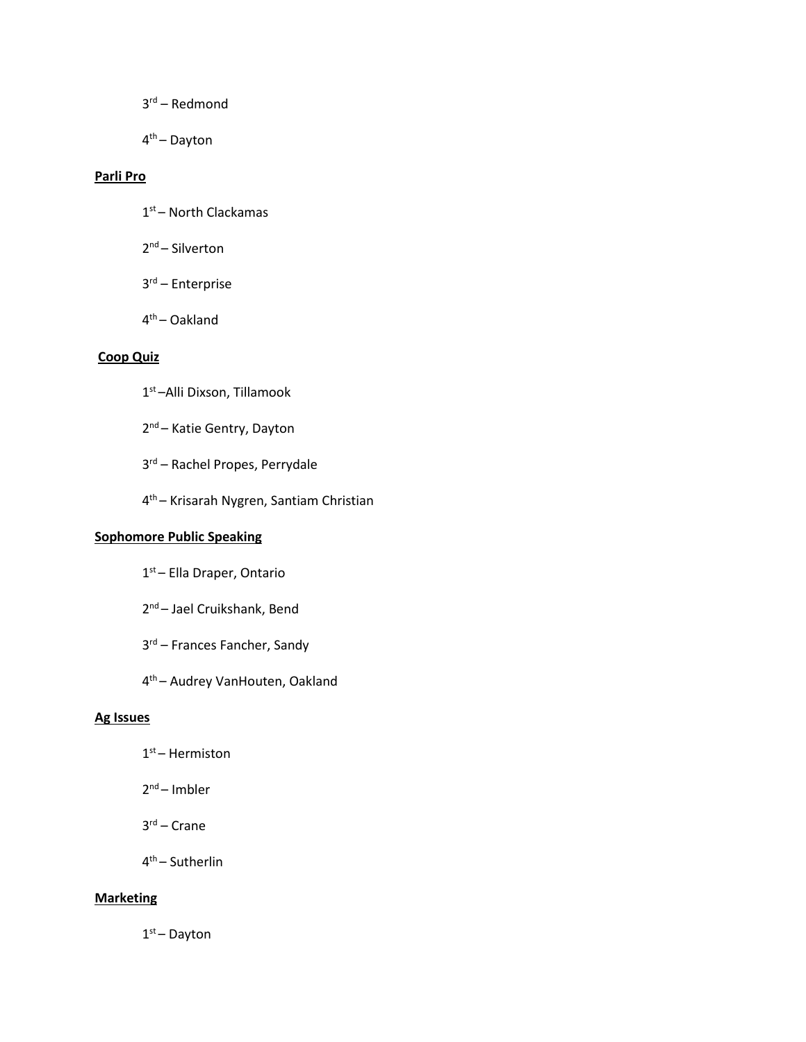3rd – Redmond

4th – Dayton

**Parli Pro**

1st – North Clackamas

2nd – Silverton

3rd – Enterprise

4th – Oakland

**Coop Quiz**

1st –Alli Dixson, Tillamook

2nd – Katie Gentry, Dayton

3rd – Rachel Propes, Perrydale

4th – Krisarah Nygren, Santiam Christian

**Sophomore Public Speaking**

1st – Ella Draper, Ontario

2nd – Jael Cruikshank, Bend

3rd – Frances Fancher, Sandy

4th – Audrey VanHouten, Oakland

**Ag Issues**

1st – Hermiston

2nd – Imbler

3rd – Crane

4th – Sutherlin

**Marketing**

1st – Dayton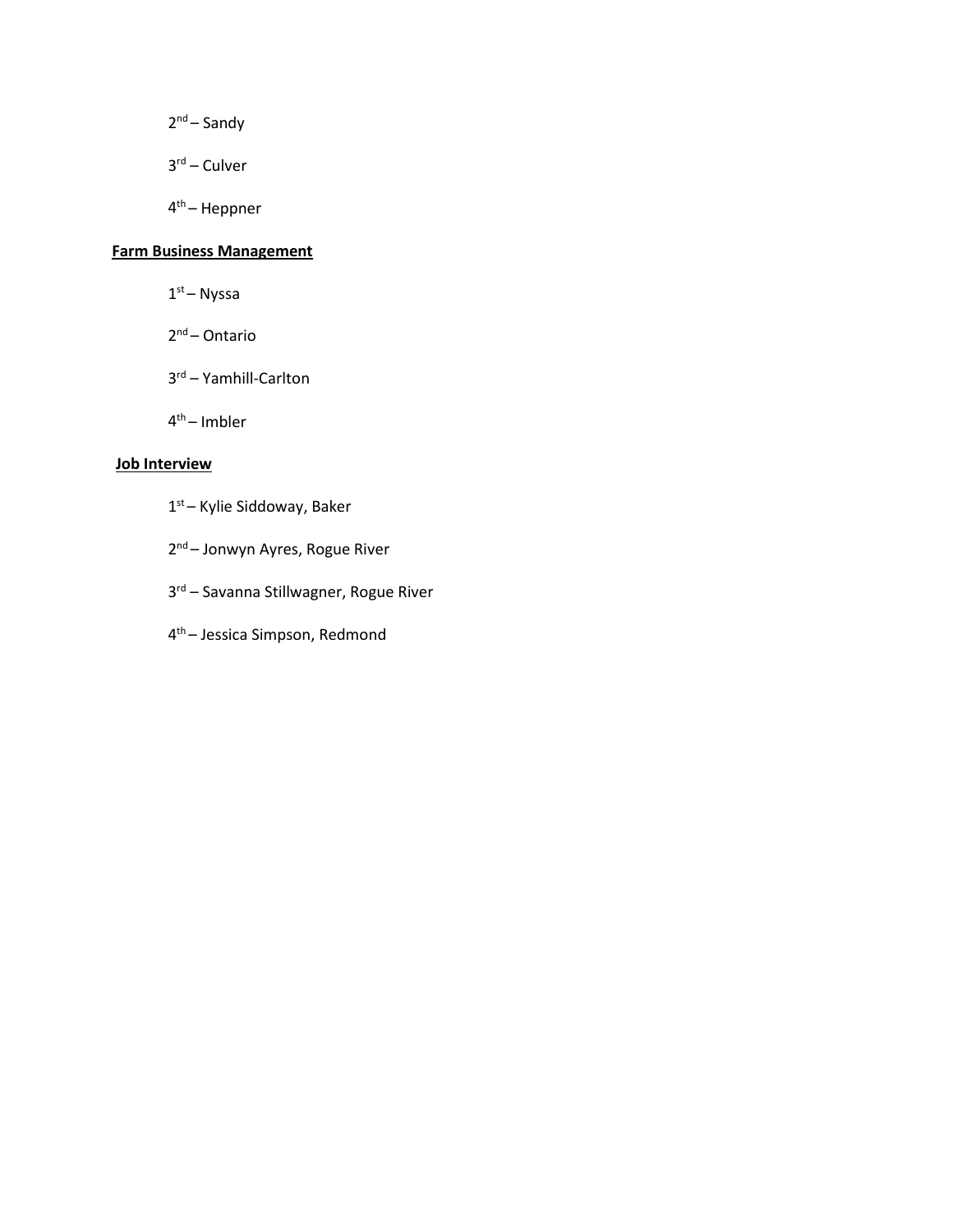2nd – Sandy

3rd – Culver

4th – Heppner

**Farm Business Management**

1st – Nyssa

2nd – Ontario

3rd – Yamhill-Carlton

4th – Imbler

**Job Interview**

1st – Kylie Siddoway, Baker

2nd – Jonwyn Ayres, Rogue River

3rd – Savanna Stillwagner, Rogue River

4th – Jessica Simpson, Redmond